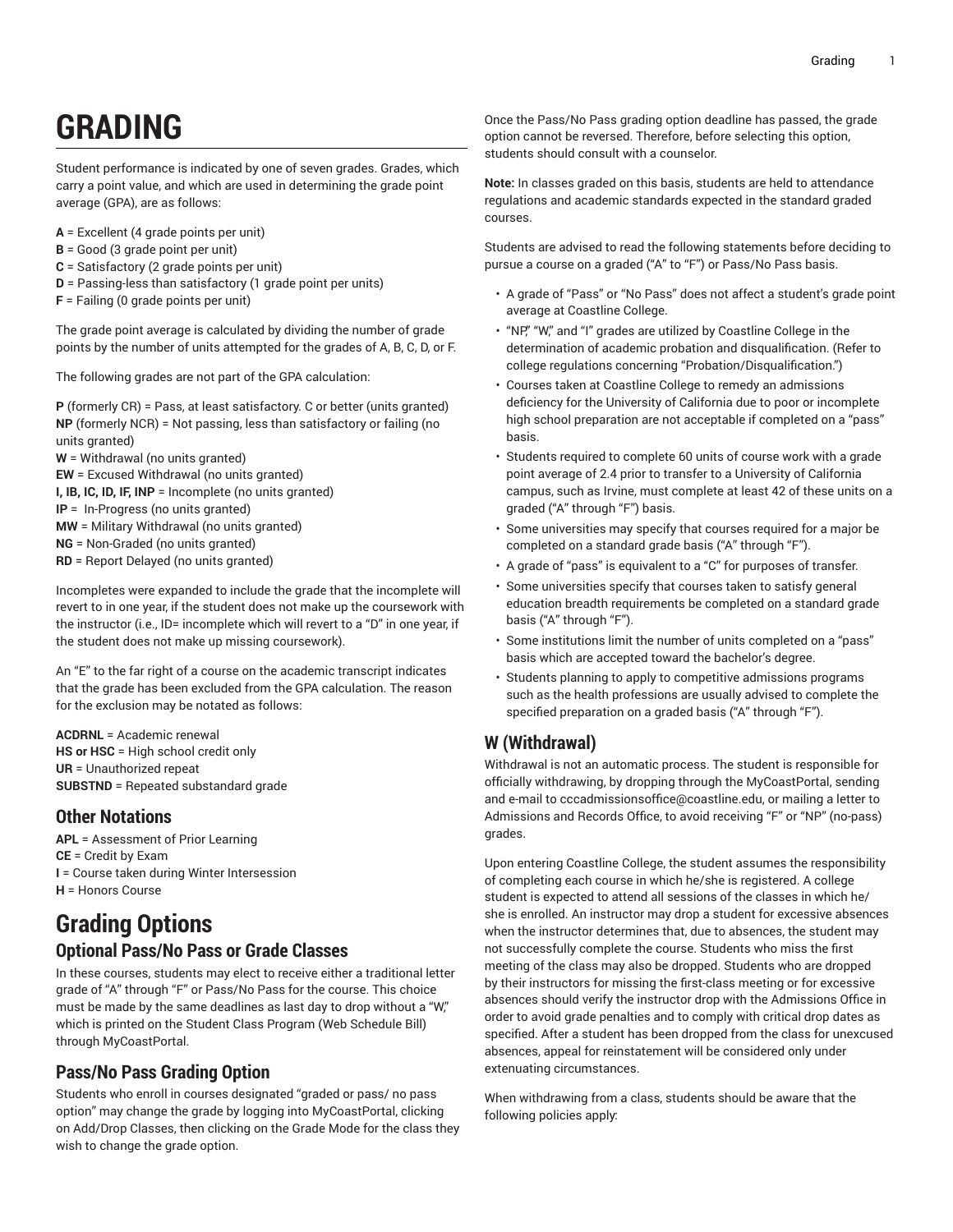# GRADING

Student performance is indicated by one of seven grades. Grades, which carry a point value, and which are used in determining the grade point average (GPA), are as follows:

**A** = Excellent (4 grade points per unit)
**B** = Good (3 grade point per unit)
**C** = Satisfactory (2 grade points per unit)
**D** = Passing-less than satisfactory (1 grade point per units)
**F** = Failing (0 grade points per unit)

The grade point average is calculated by dividing the number of grade points by the number of units attempted for the grades of A, B, C, D, or F.

The following grades are not part of the GPA calculation:

**P** (formerly CR) = Pass, at least satisfactory. C or better (units granted)
**NP** (formerly NCR) = Not passing, less than satisfactory or failing (no units granted)
**W** = Withdrawal (no units granted)
**EW** = Excused Withdrawal (no units granted)
**I, IB, IC, ID, IF, INP** = Incomplete (no units granted)
**IP** = In-Progress (no units granted)
**MW** = Military Withdrawal (no units granted)
**NG** = Non-Graded (no units granted)
**RD** = Report Delayed (no units granted)

Incompletes were expanded to include the grade that the incomplete will revert to in one year, if the student does not make up the coursework with the instructor (i.e., ID= incomplete which will revert to a "D" in one year, if the student does not make up missing coursework).

An "E" to the far right of a course on the academic transcript indicates that the grade has been excluded from the GPA calculation. The reason for the exclusion may be notated as follows:

**ACDRNL** = Academic renewal
**HS or HSC** = High school credit only
**UR** = Unauthorized repeat
**SUBSTND** = Repeated substandard grade

## Other Notations

**APL** = Assessment of Prior Learning
**CE** = Credit by Exam
**I** = Course taken during Winter Intersession
**H** = Honors Course

# Grading Options

## Optional Pass/No Pass or Grade Classes

In these courses, students may elect to receive either a traditional letter grade of "A" through "F" or Pass/No Pass for the course. This choice must be made by the same deadlines as last day to drop without a "W," which is printed on the Student Class Program (Web Schedule Bill) through MyCoastPortal.

## Pass/No Pass Grading Option

Students who enroll in courses designated "graded or pass/ no pass option" may change the grade by logging into MyCoastPortal, clicking on Add/Drop Classes, then clicking on the Grade Mode for the class they wish to change the grade option.

Once the Pass/No Pass grading option deadline has passed, the grade option cannot be reversed. Therefore, before selecting this option, students should consult with a counselor.

**Note:** In classes graded on this basis, students are held to attendance regulations and academic standards expected in the standard graded courses.

Students are advised to read the following statements before deciding to pursue a course on a graded ("A" to "F") or Pass/No Pass basis.

- A grade of "Pass" or "No Pass" does not affect a student's grade point average at Coastline College.
- "NP," "W," and "I" grades are utilized by Coastline College in the determination of academic probation and disqualification. (Refer to college regulations concerning "Probation/Disqualification.")
- Courses taken at Coastline College to remedy an admissions deficiency for the University of California due to poor or incomplete high school preparation are not acceptable if completed on a "pass" basis.
- Students required to complete 60 units of course work with a grade point average of 2.4 prior to transfer to a University of California campus, such as Irvine, must complete at least 42 of these units on a graded ("A" through "F") basis.
- Some universities may specify that courses required for a major be completed on a standard grade basis ("A" through "F").
- A grade of "pass" is equivalent to a "C" for purposes of transfer.
- Some universities specify that courses taken to satisfy general education breadth requirements be completed on a standard grade basis ("A" through "F").
- Some institutions limit the number of units completed on a "pass" basis which are accepted toward the bachelor's degree.
- Students planning to apply to competitive admissions programs such as the health professions are usually advised to complete the specified preparation on a graded basis ("A" through "F").

## W (Withdrawal)

Withdrawal is not an automatic process. The student is responsible for officially withdrawing, by dropping through the MyCoastPortal, sending and e-mail to cccadmissionsoffice@coastline.edu, or mailing a letter to Admissions and Records Office, to avoid receiving "F" or "NP" (no-pass) grades.

Upon entering Coastline College, the student assumes the responsibility of completing each course in which he/she is registered. A college student is expected to attend all sessions of the classes in which he/she is enrolled. An instructor may drop a student for excessive absences when the instructor determines that, due to absences, the student may not successfully complete the course. Students who miss the first meeting of the class may also be dropped. Students who are dropped by their instructors for missing the first-class meeting or for excessive absences should verify the instructor drop with the Admissions Office in order to avoid grade penalties and to comply with critical drop dates as specified. After a student has been dropped from the class for unexcused absences, appeal for reinstatement will be considered only under extenuating circumstances.

When withdrawing from a class, students should be aware that the following policies apply: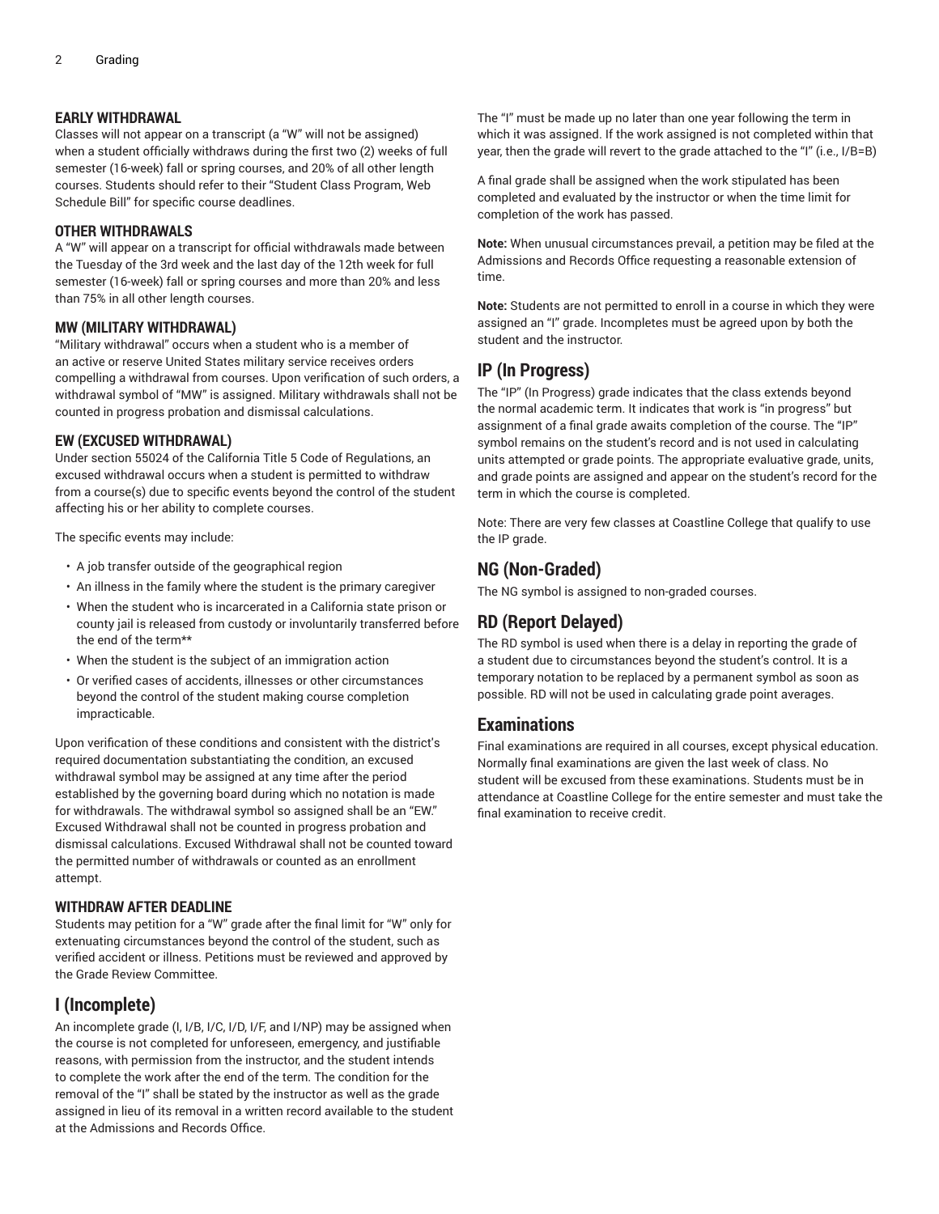### EARLY WITHDRAWAL

Classes will not appear on a transcript (a "W" will not be assigned) when a student officially withdraws during the first two (2) weeks of full semester (16-week) fall or spring courses, and 20% of all other length courses. Students should refer to their "Student Class Program, Web Schedule Bill" for specific course deadlines.

### OTHER WITHDRAWALS

A "W" will appear on a transcript for official withdrawals made between the Tuesday of the 3rd week and the last day of the 12th week for full semester (16-week) fall or spring courses and more than 20% and less than 75% in all other length courses.

### MW (MILITARY WITHDRAWAL)

"Military withdrawal" occurs when a student who is a member of an active or reserve United States military service receives orders compelling a withdrawal from courses. Upon verification of such orders, a withdrawal symbol of "MW" is assigned. Military withdrawals shall not be counted in progress probation and dismissal calculations.

### EW (EXCUSED WITHDRAWAL)

Under section 55024 of the California Title 5 Code of Regulations, an excused withdrawal occurs when a student is permitted to withdraw from a course(s) due to specific events beyond the control of the student affecting his or her ability to complete courses.

The specific events may include:

- A job transfer outside of the geographical region
- An illness in the family where the student is the primary caregiver
- When the student who is incarcerated in a California state prison or county jail is released from custody or involuntarily transferred before the end of the term**
- When the student is the subject of an immigration action
- Or verified cases of accidents, illnesses or other circumstances beyond the control of the student making course completion impracticable.

Upon verification of these conditions and consistent with the district's required documentation substantiating the condition, an excused withdrawal symbol may be assigned at any time after the period established by the governing board during which no notation is made for withdrawals. The withdrawal symbol so assigned shall be an "EW." Excused Withdrawal shall not be counted in progress probation and dismissal calculations. Excused Withdrawal shall not be counted toward the permitted number of withdrawals or counted as an enrollment attempt.

### WITHDRAW AFTER DEADLINE

Students may petition for a "W" grade after the final limit for "W" only for extenuating circumstances beyond the control of the student, such as verified accident or illness. Petitions must be reviewed and approved by the Grade Review Committee.

## I (Incomplete)

An incomplete grade (I, I/B, I/C, I/D, I/F, and I/NP) may be assigned when the course is not completed for unforeseen, emergency, and justifiable reasons, with permission from the instructor, and the student intends to complete the work after the end of the term. The condition for the removal of the "I" shall be stated by the instructor as well as the grade assigned in lieu of its removal in a written record available to the student at the Admissions and Records Office.

The "I" must be made up no later than one year following the term in which it was assigned. If the work assigned is not completed within that year, then the grade will revert to the grade attached to the "I" (i.e., I/B=B)

A final grade shall be assigned when the work stipulated has been completed and evaluated by the instructor or when the time limit for completion of the work has passed.

**Note:** When unusual circumstances prevail, a petition may be filed at the Admissions and Records Office requesting a reasonable extension of time.

**Note:** Students are not permitted to enroll in a course in which they were assigned an "I" grade. Incompletes must be agreed upon by both the student and the instructor.

## IP (In Progress)

The "IP" (In Progress) grade indicates that the class extends beyond the normal academic term. It indicates that work is "in progress" but assignment of a final grade awaits completion of the course. The "IP" symbol remains on the student's record and is not used in calculating units attempted or grade points. The appropriate evaluative grade, units, and grade points are assigned and appear on the student's record for the term in which the course is completed.

Note: There are very few classes at Coastline College that qualify to use the IP grade.

## NG (Non-Graded)

The NG symbol is assigned to non-graded courses.

## RD (Report Delayed)

The RD symbol is used when there is a delay in reporting the grade of a student due to circumstances beyond the student's control. It is a temporary notation to be replaced by a permanent symbol as soon as possible. RD will not be used in calculating grade point averages.

## Examinations

Final examinations are required in all courses, except physical education. Normally final examinations are given the last week of class. No student will be excused from these examinations. Students must be in attendance at Coastline College for the entire semester and must take the final examination to receive credit.